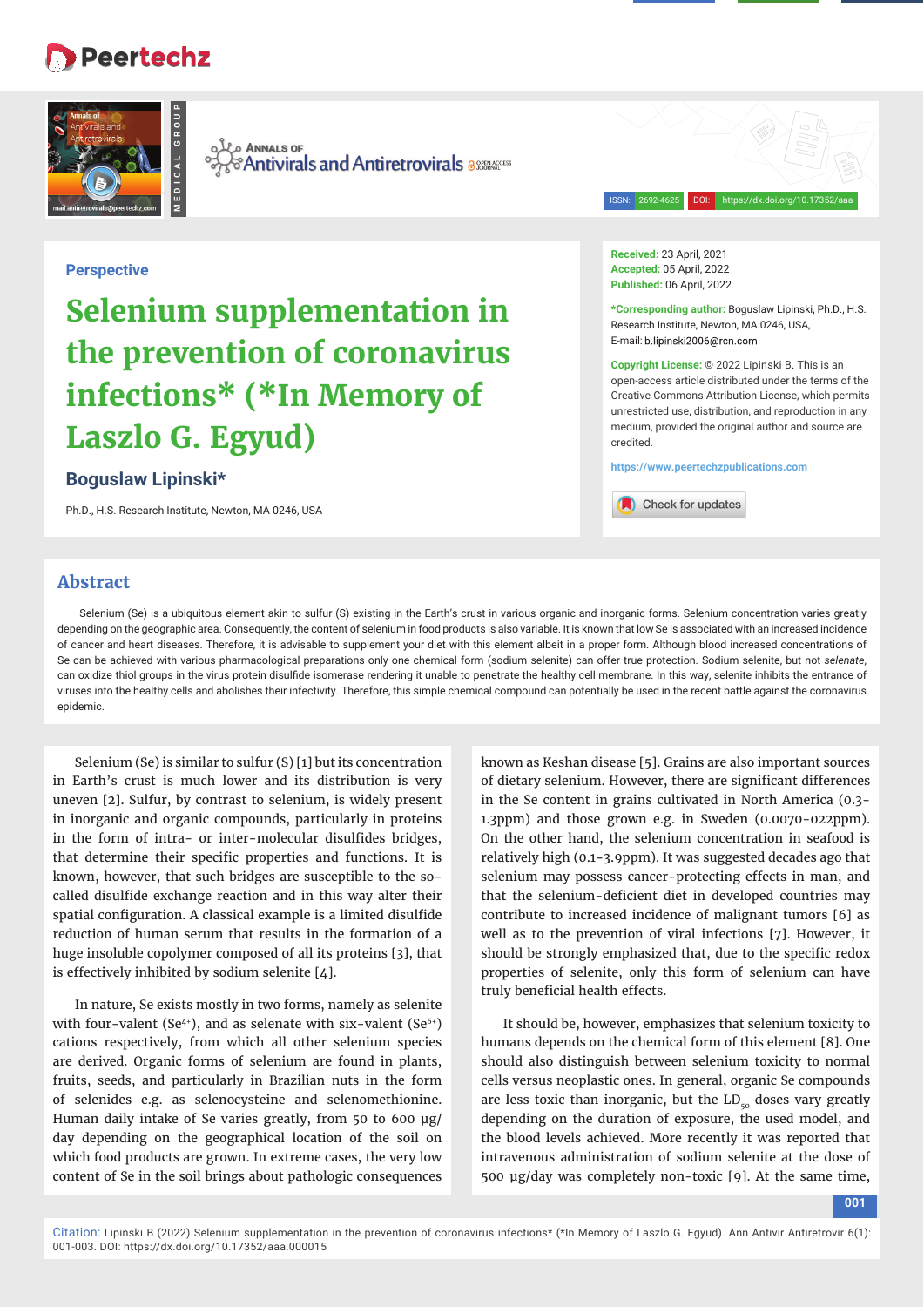Perspective

# Selenium supplementation in the prevention of coronavirus infections* (*In Memory of Laszlo G. Egyud)

**Boguslaw Lipinski***

Ph.D., H.S. Research Institute, Newton, MA 0246, USA

**Received:** 23 April, 2021
**Accepted:** 05 April, 2022
**Published:** 06 April, 2022

***Corresponding author:** Boguslaw Lipinski, Ph.D., H.S. Research Institute, Newton, MA 0246, USA,
E-mail: b.lipinski2006@rcn.com

**Copyright License:** © 2022 Lipinski B. This is an open-access article distributed under the terms of the Creative Commons Attribution License, which permits unrestricted use, distribution, and reproduction in any medium, provided the original author and source are credited.

https://www.peertechzpublications.com

## Abstract

Selenium (Se) is a ubiquitous element akin to sulfur (S) existing in the Earth's crust in various organic and inorganic forms. Selenium concentration varies greatly depending on the geographic area. Consequently, the content of selenium in food products is also variable. It is known that low Se is associated with an increased incidence of cancer and heart diseases. Therefore, it is advisable to supplement your diet with this element albeit in a proper form. Although blood increased concentrations of Se can be achieved with various pharmacological preparations only one chemical form (sodium selenite) can offer true protection. Sodium selenite, but not *selenate*, can oxidize thiol groups in the virus protein disulfide isomerase rendering it unable to penetrate the healthy cell membrane. In this way, selenite inhibits the entrance of viruses into the healthy cells and abolishes their infectivity. Therefore, this simple chemical compound can potentially be used in the recent battle against the coronavirus epidemic.

Selenium (Se) is similar to sulfur (S) [1] but its concentration in Earth's crust is much lower and its distribution is very uneven [2]. Sulfur, by contrast to selenium, is widely present in inorganic and organic compounds, particularly in proteins in the form of intra- or inter-molecular disulfides bridges, that determine their specific properties and functions. It is known, however, that such bridges are susceptible to the so-called disulfide exchange reaction and in this way alter their spatial configuration. A classical example is a limited disulfide reduction of human serum that results in the formation of a huge insoluble copolymer composed of all its proteins [3], that is effectively inhibited by sodium selenite [4].

In nature, Se exists mostly in two forms, namely as selenite with four-valent ($Se^{4+}$), and as selenate with six-valent ($Se^{6+}$) cations respectively, from which all other selenium species are derived. Organic forms of selenium are found in plants, fruits, seeds, and particularly in Brazilian nuts in the form of selenides e.g. as selenocysteine and selenomethionine. Human daily intake of Se varies greatly, from 50 to 600 µg/day depending on the geographical location of the soil on which food products are grown. In extreme cases, the very low content of Se in the soil brings about pathologic consequences known as Keshan disease [5]. Grains are also important sources of dietary selenium. However, there are significant differences in the Se content in grains cultivated in North America (0.3-1.3ppm) and those grown e.g. in Sweden (0.0070-022ppm). On the other hand, the selenium concentration in seafood is relatively high (0.1-3.9ppm). It was suggested decades ago that selenium may possess cancer-protecting effects in man, and that the selenium-deficient diet in developed countries may contribute to increased incidence of malignant tumors [6] as well as to the prevention of viral infections [7]. However, it should be strongly emphasized that, due to the specific redox properties of selenite, only this form of selenium can have truly beneficial health effects.

It should be, however, emphasizes that selenium toxicity to humans depends on the chemical form of this element [8]. One should also distinguish between selenium toxicity to normal cells versus neoplastic ones. In general, organic Se compounds are less toxic than inorganic, but the $LD_{50}$ doses vary greatly depending on the duration of exposure, the used model, and the blood levels achieved. More recently it was reported that intravenous administration of sodium selenite at the dose of 500 µg/day was completely non-toxic [9]. At the same time,

Citation: Lipinski B (2022) Selenium supplementation in the prevention of coronavirus infections* (*In Memory of Laszlo G. Egyud). Ann Antivir Antiretrovir 6(1): 001-003. DOI: https://dx.doi.org/10.17352/aaa.000015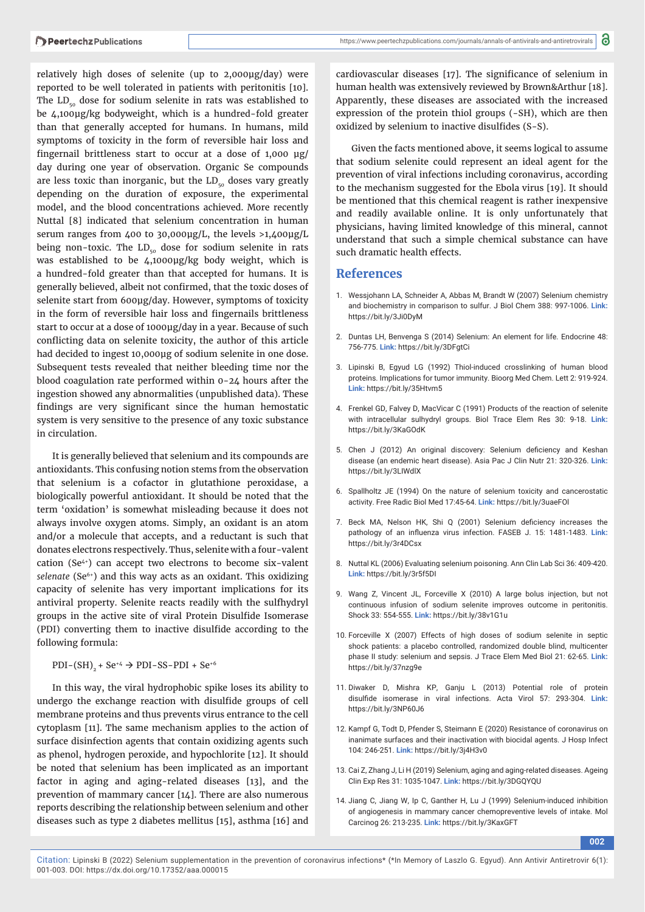relatively high doses of selenite (up to 2,000µg/day) were reported to be well tolerated in patients with peritonitis [10]. The $LD_{50}$ dose for sodium selenite in rats was established to be 4,100µg/kg bodyweight, which is a hundred-fold greater than that generally accepted for humans. In humans, mild symptoms of toxicity in the form of reversible hair loss and fingernail brittleness start to occur at a dose of 1,000 µg/day during one year of observation. Organic Se compounds are less toxic than inorganic, but the $LD_{50}$ doses vary greatly depending on the duration of exposure, the experimental model, and the blood concentrations achieved. More recently Nuttal [8] indicated that selenium concentration in human serum ranges from 400 to 30,000µg/L, the levels >1,400µg/L being non-toxic. The $LD_{50}$ dose for sodium selenite in rats was established to be 4,1000µg/kg body weight, which is a hundred-fold greater than that accepted for humans. It is generally believed, albeit not confirmed, that the toxic doses of selenite start from 600µg/day. However, symptoms of toxicity in the form of reversible hair loss and fingernails brittleness start to occur at a dose of 1000µg/day in a year. Because of such conflicting data on selenite toxicity, the author of this article had decided to ingest 10,000µg of sodium selenite in one dose. Subsequent tests revealed that neither bleeding time nor the blood coagulation rate performed within 0-24 hours after the ingestion showed any abnormalities (unpublished data). These findings are very significant since the human hemostatic system is very sensitive to the presence of any toxic substance in circulation.

It is generally believed that selenium and its compounds are antioxidants. This confusing notion stems from the observation that selenium is a cofactor in glutathione peroxidase, a biologically powerful antioxidant. It should be noted that the term 'oxidation' is somewhat misleading because it does not always involve oxygen atoms. Simply, an oxidant is an atom and/or a molecule that accepts, and a reductant is such that donates electrons respectively. Thus, selenite with a four-valent cation ($Se^{4+}$) can accept two electrons to become six-valent *selenate* ($Se^{6+}$) and this way acts as an oxidant. This oxidizing capacity of selenite has very important implications for its antiviral property. Selenite reacts readily with the sulfhydryl groups in the active site of viral Protein Disulfide Isomerase (PDI) converting them to inactive disulfide according to the following formula:

$$PDI\text{-}(SH)_2 + Se^{+4} \rightarrow PDI\text{-}SS\text{-}PDI + Se^{+6}$$

In this way, the viral hydrophobic spike loses its ability to undergo the exchange reaction with disulfide groups of cell membrane proteins and thus prevents virus entrance to the cell cytoplasm [11]. The same mechanism applies to the action of surface disinfection agents that contain oxidizing agents such as phenol, hydrogen peroxide, and hypochlorite [12]. It should be noted that selenium has been implicated as an important factor in aging and aging-related diseases [13], and the prevention of mammary cancer [14]. There are also numerous reports describing the relationship between selenium and other diseases such as type 2 diabetes mellitus [15], asthma [16] and cardiovascular diseases [17]. The significance of selenium in human health was extensively reviewed by Brown&Arthur [18]. Apparently, these diseases are associated with the increased expression of the protein thiol groups (-SH), which are then oxidized by selenium to inactive disulfides (S-S).

Given the facts mentioned above, it seems logical to assume that sodium selenite could represent an ideal agent for the prevention of viral infections including coronavirus, according to the mechanism suggested for the Ebola virus [19]. It should be mentioned that this chemical reagent is rather inexpensive and readily available online. It is only unfortunately that physicians, having limited knowledge of this mineral, cannot understand that such a simple chemical substance can have such dramatic health effects.

## References

1. Wessjohann LA, Schneider A, Abbas M, Brandt W (2007) Selenium chemistry and biochemistry in comparison to sulfur. J Biol Chem 388: 997-1006. **Link:** https://bit.ly/3Ji0DyM

2. Duntas LH, Benvenga S (2014) Selenium: An element for life. Endocrine 48: 756-775. **Link:** https://bit.ly/3DFgtCi

3. Lipinski B, Egyud LG (1992) Thiol-induced crosslinking of human blood proteins. Implications for tumor immunity. Bioorg Med Chem. Lett 2: 919-924. **Link:** https://bit.ly/35Htvm5

4. Frenkel GD, Falvey D, MacVicar C (1991) Products of the reaction of selenite with intracellular sulfhydryl groups. Biol Trace Elem Res 30: 9-18. **Link:** https://bit.ly/3KaGOdK

5. Chen J (2012) An original discovery: Selenium deficiency and Keshan disease (an endemic heart disease). Asia Pac J Clin Nutr 21: 320-326. **Link:** https://bit.ly/3LIWdlX

6. Spallholtz JE (1994) On the nature of selenium toxicity and cancerostatic activity. Free Radic Biol Med 17:45-64. **Link:** https://bit.ly/3uaeFOl

7. Beck MA, Nelson HK, Shi Q (2001) Selenium deficiency increases the pathology of an influenza virus infection. FASEB J. 15: 1481-1483. **Link:** https://bit.ly/3r4DCsx

8. Nuttal KL (2006) Evaluating selenium poisoning. Ann Clin Lab Sci 36: 409-420. **Link:** https://bit.ly/3r5f5DI

9. Wang Z, Vincent JL, Forceville X (2010) A large bolus injection, but not continuous infusion of sodium selenite improves outcome in peritonitis. Shock 33: 554-555. **Link:** https://bit.ly/38v1G1u

10. Forceville X (2007) Effects of high doses of sodium selenite in septic shock patients: a placebo controlled, randomized double blind, multicenter phase II study: selenium and sepsis. J Trace Elem Med Biol 21: 62-65. **Link:** https://bit.ly/37nzg9e

11. Diwaker D, Mishra KP, Ganju L (2013) Potential role of protein disulfide isomerase in viral infections. Acta Virol 57: 293-304. **Link:** https://bit.ly/3NP60J6

12. Kampf G, Todt D, Pfender S, Steimann E (2020) Resistance of coronavirus on inanimate surfaces and their inactivation with biocidal agents. J Hosp Infect 104: 246-251. **Link:** https://bit.ly/3j4H3v0

13. Cai Z, Zhang J, Li H (2019) Selenium, aging and aging-related diseases. Ageing Clin Exp Res 31: 1035-1047. **Link:** https://bit.ly/3DGQYQU

14. Jiang C, Jiang W, Ip C, Ganther H, Lu J (1999) Selenium-induced inhibition of angiogenesis in mammary cancer chemopreventive levels of intake. Mol Carcinog 26: 213-235. **Link:** https://bit.ly/3KaxGFT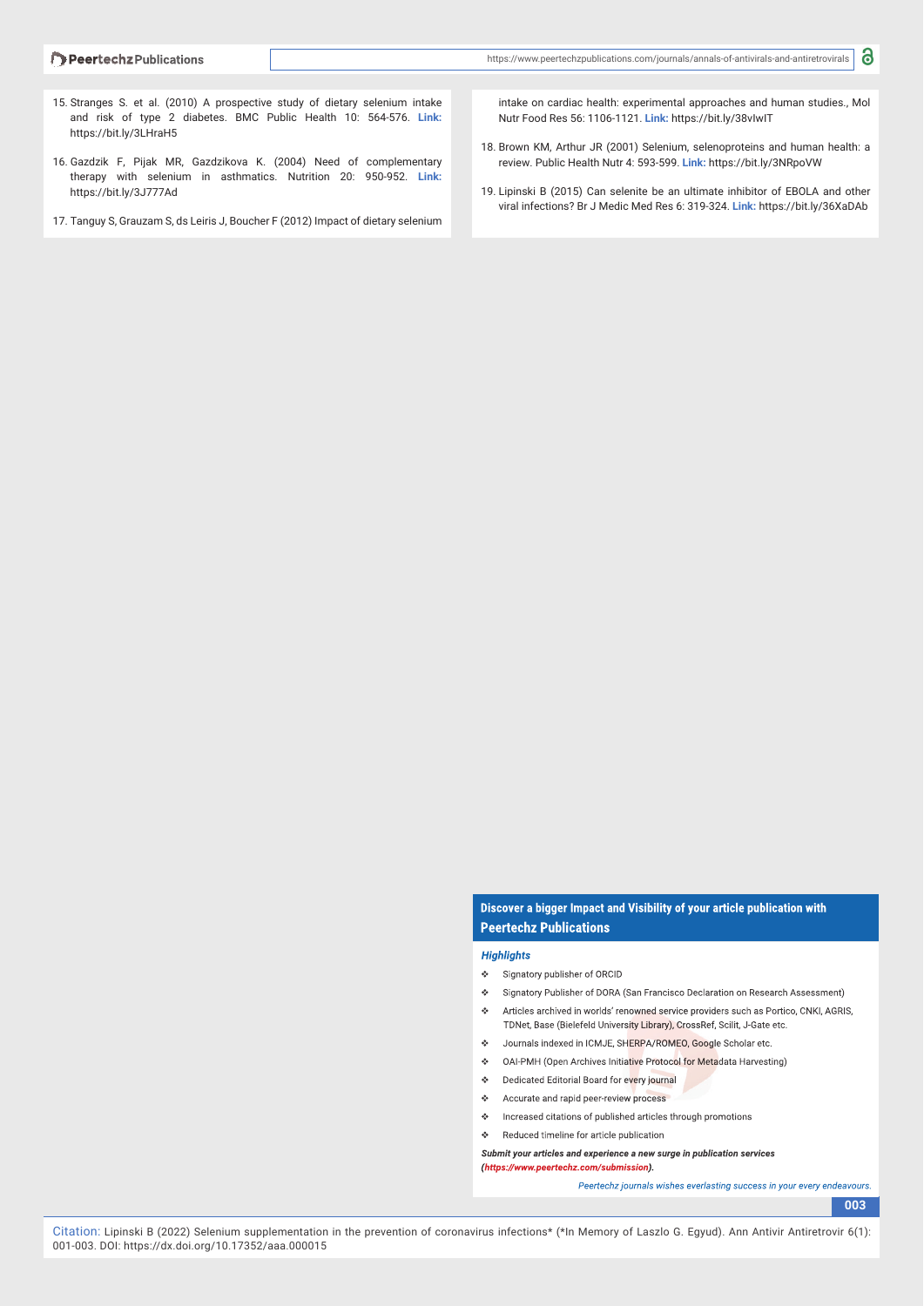15. Stranges S. et al. (2010) A prospective study of dietary selenium intake and risk of type 2 diabetes. BMC Public Health 10: 564-576. **Link:** https://bit.ly/3LHraH5

16. Gazdzik F, Pijak MR, Gazdzikova K. (2004) Need of complementary therapy with selenium in asthmatics. Nutrition 20: 950-952. **Link:** https://bit.ly/3J777Ad

17. Tanguy S, Grauzam S, ds Leiris J, Boucher F (2012) Impact of dietary selenium intake on cardiac health: experimental approaches and human studies., Mol Nutr Food Res 56: 1106-1121. **Link:** https://bit.ly/38vIwIT

18. Brown KM, Arthur JR (2001) Selenium, selenoproteins and human health: a review. Public Health Nutr 4: 593-599. **Link:** https://bit.ly/3NRpoVW

19. Lipinski B (2015) Can selenite be an ultimate inhibitor of EBOLA and other viral infections? Br J Medic Med Res 6: 319-324. **Link:** https://bit.ly/36XaDAb

**Discover a bigger Impact and Visibility of your article publication with Peertechz Publications**

***Highlights***

- Signatory publisher of ORCID
- Signatory Publisher of DORA (San Francisco Declaration on Research Assessment)
- Articles archived in worlds' renowned service providers such as Portico, CNKI, AGRIS, TDNet, Base (Bielefeld University Library), CrossRef, Scilit, J-Gate etc.
- Journals indexed in ICMJE, SHERPA/ROMEO, Google Scholar etc.
- OAI-PMH (Open Archives Initiative Protocol for Metadata Harvesting)
- Dedicated Editorial Board for every journal
- Accurate and rapid peer-review process
- Increased citations of published articles through promotions
- Reduced timeline for article publication

***Submit your articles and experience a new surge in publication services (https://www.peertechz.com/submission).***

*Peertechz journals wishes everlasting success in your every endeavours.*

Citation: Lipinski B (2022) Selenium supplementation in the prevention of coronavirus infections* (*In Memory of Laszlo G. Egyud). Ann Antivir Antiretrovir 6(1): 001-003. DOI: https://dx.doi.org/10.17352/aaa.000015